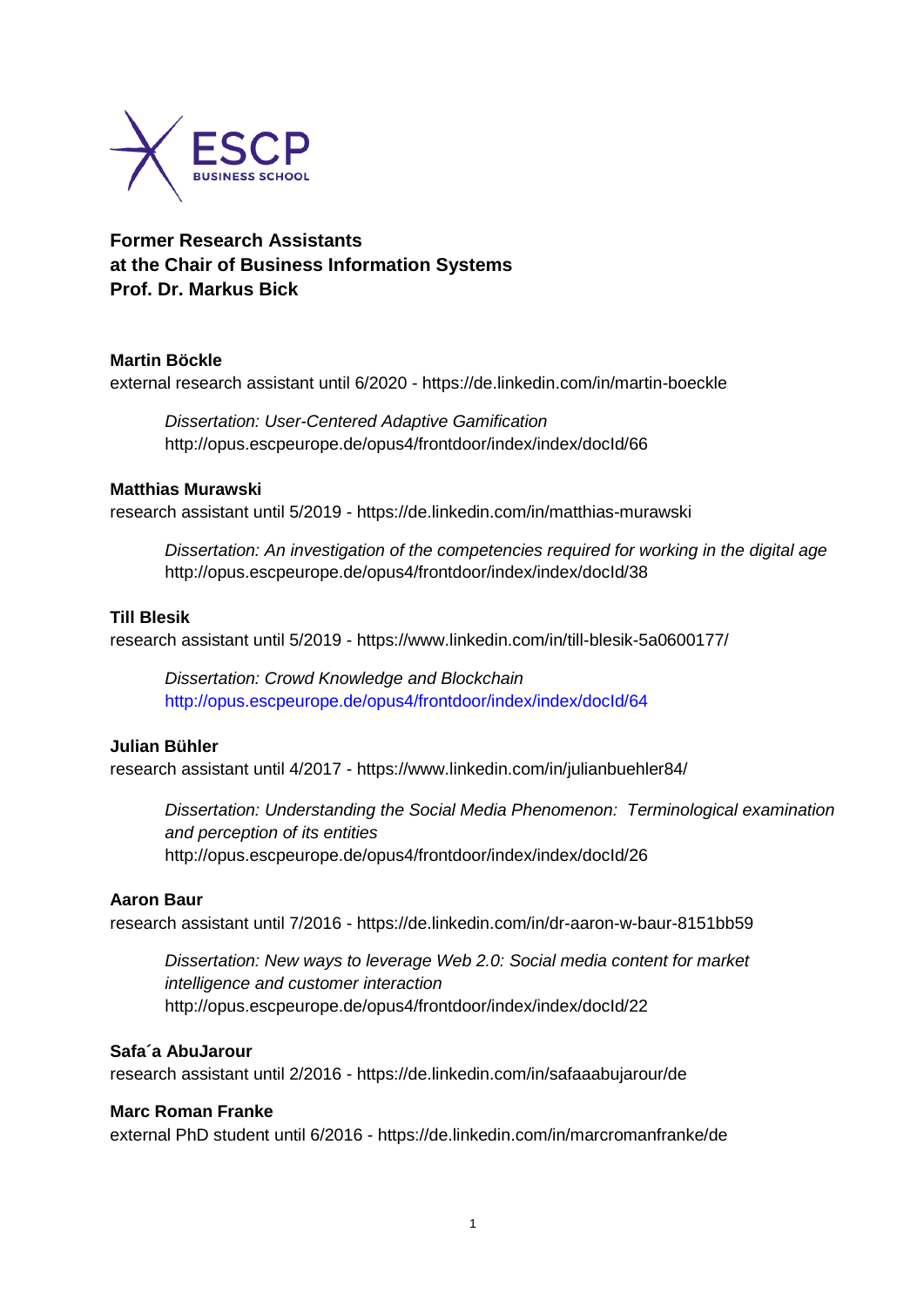ESCP BUSINESS SCHOOL

**Former Research Assistants**
**at the Chair of Business Information Systems**
**Prof. Dr. Markus Bick**

**Martin Böckle**
external research assistant until 6/2020 - https://de.linkedin.com/in/martin-boeckle

> *Dissertation: User-Centered Adaptive Gamification*
> http://opus.escpeurope.de/opus4/frontdoor/index/index/docId/66

**Matthias Murawski**
research assistant until 5/2019 - https://de.linkedin.com/in/matthias-murawski

> *Dissertation: An investigation of the competencies required for working in the digital age*
> http://opus.escpeurope.de/opus4/frontdoor/index/index/docId/38

**Till Blesik**
research assistant until 5/2019 - https://www.linkedin.com/in/till-blesik-5a0600177/

> *Dissertation: Crowd Knowledge and Blockchain*
> http://opus.escpeurope.de/opus4/frontdoor/index/index/docId/64

**Julian Bühler**
research assistant until 4/2017 - https://www.linkedin.com/in/julianbuehler84/

> *Dissertation: Understanding the Social Media Phenomenon: Terminological examination and perception of its entities*
> http://opus.escpeurope.de/opus4/frontdoor/index/index/docId/26

**Aaron Baur**
research assistant until 7/2016 - https://de.linkedin.com/in/dr-aaron-w-baur-8151bb59

> *Dissertation: New ways to leverage Web 2.0: Social media content for market intelligence and customer interaction*
> http://opus.escpeurope.de/opus4/frontdoor/index/index/docId/22

**Safa´a AbuJarour**
research assistant until 2/2016 - https://de.linkedin.com/in/safaaabujarour/de

**Marc Roman Franke**
external PhD student until 6/2016 - https://de.linkedin.com/in/marcromanfranke/de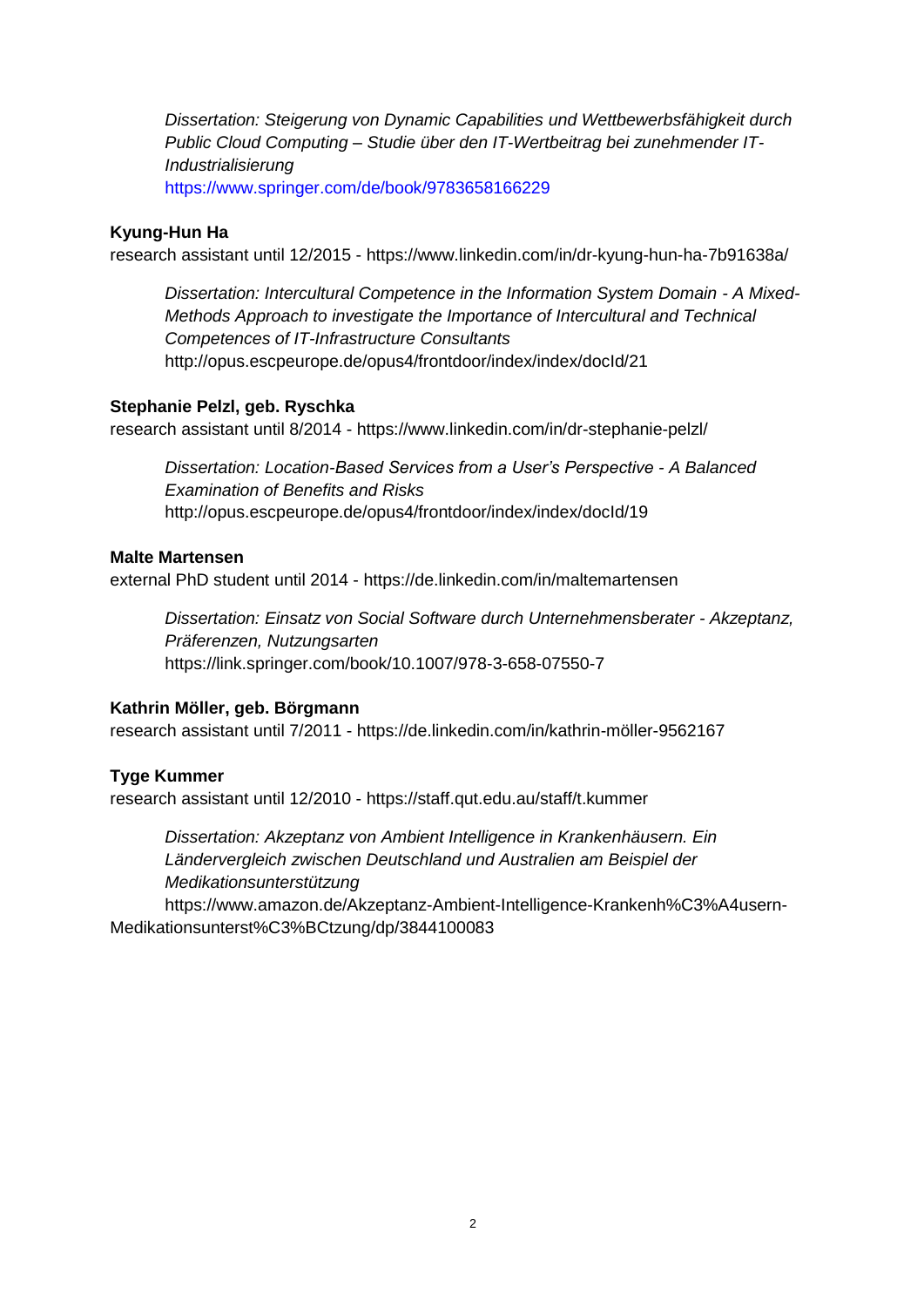*Dissertation: Steigerung von Dynamic Capabilities und Wettbewerbsfähigkeit durch Public Cloud Computing – Studie über den IT-Wertbeitrag bei zunehmender IT-Industrialisierung*
https://www.springer.com/de/book/9783658166229

**Kyung-Hun Ha**
research assistant until 12/2015 - https://www.linkedin.com/in/dr-kyung-hun-ha-7b91638a/

*Dissertation: Intercultural Competence in the Information System Domain - A Mixed-Methods Approach to investigate the Importance of Intercultural and Technical Competences of IT-Infrastructure Consultants*
http://opus.escpeurope.de/opus4/frontdoor/index/index/docId/21

**Stephanie Pelzl, geb. Ryschka**
research assistant until 8/2014 - https://www.linkedin.com/in/dr-stephanie-pelzl/

*Dissertation: Location-Based Services from a User's Perspective - A Balanced Examination of Benefits and Risks*
http://opus.escpeurope.de/opus4/frontdoor/index/index/docId/19

**Malte Martensen**
external PhD student until 2014 - https://de.linkedin.com/in/maltemartensen

*Dissertation: Einsatz von Social Software durch Unternehmensberater - Akzeptanz, Präferenzen, Nutzungsarten*
https://link.springer.com/book/10.1007/978-3-658-07550-7

**Kathrin Möller, geb. Börgmann**
research assistant until 7/2011 - https://de.linkedin.com/in/kathrin-möller-9562167

**Tyge Kummer**
research assistant until 12/2010 - https://staff.qut.edu.au/staff/t.kummer

*Dissertation: Akzeptanz von Ambient Intelligence in Krankenhäusern. Ein Ländervergleich zwischen Deutschland und Australien am Beispiel der Medikationsunterstützung*
https://www.amazon.de/Akzeptanz-Ambient-Intelligence-Krankenh%C3%A4usern-Medikationsunterst%C3%BCtzung/dp/3844100083